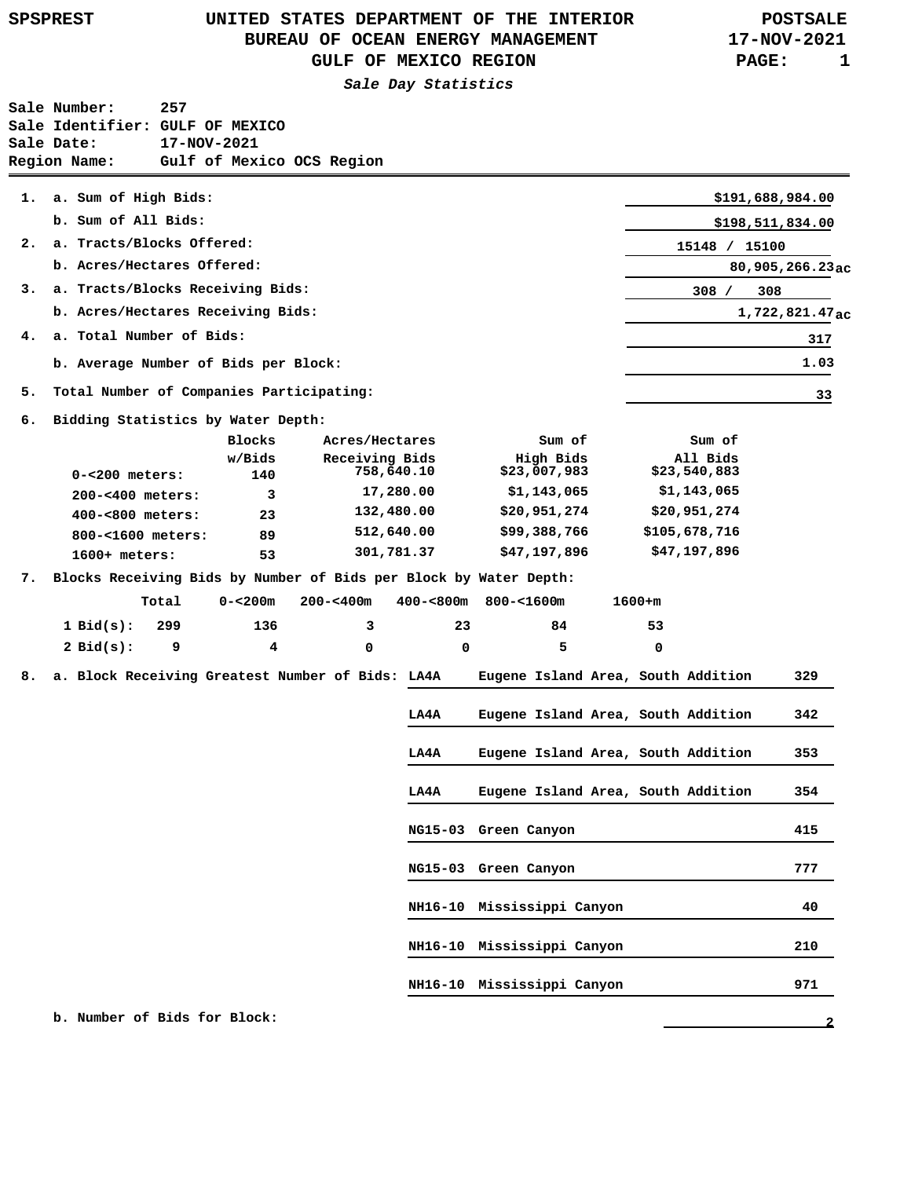SPSPREST

# UNITED STATES DEPARTMENT OF THE INTERIOR
## BUREAU OF OCEAN ENERGY MANAGEMENT
## GULF OF MEXICO REGION

POSTSALE
17-NOV-2021

***Sale Day Statistics***

**Sale Number:** 257
**Sale Identifier:** GULF OF MEXICO
**Sale Date:** 17-NOV-2021
**Region Name:** Gulf of Mexico OCS Region

---

1. a. Sum of High Bids: **$191,688,984.00**
   b. Sum of All Bids: **$198,511,834.00**
2. a. Tracts/Blocks Offered: **15148 / 15100**
   b. Acres/Hectares Offered: **80,905,266.23 ac**
3. a. Tracts/Blocks Receiving Bids: **308 / 308**
   b. Acres/Hectares Receiving Bids: **1,722,821.47 ac**
4. a. Total Number of Bids: **317**
   b. Average Number of Bids per Block: **1.03**
5. Total Number of Companies Participating: **33**
6. Bidding Statistics by Water Depth:

| | Blocks w/Bids | Acres/Hectares Receiving Bids | Sum of High Bids | Sum of All Bids |
|---|---|---|---|---|
| 0-<200 meters: | 140 | 758,640.10 | $23,007,983 | $23,540,883 |
| 200-<400 meters: | 3 | 17,280.00 | $1,143,065 | $1,143,065 |
| 400-<800 meters: | 23 | 132,480.00 | $20,951,274 | $20,951,274 |
| 800-<1600 meters: | 89 | 512,640.00 | $99,388,766 | $105,678,716 |
| 1600+ meters: | 53 | 301,781.37 | $47,197,896 | $47,197,896 |

7. Blocks Receiving Bids by Number of Bids per Block by Water Depth:

| | Total | 0-<200m | 200-<400m | 400-<800m | 800-<1600m | 1600+m |
|---|---|---|---|---|---|---|
| 1 Bid(s): | 299 | 136 | 3 | 23 | 84 | 53 |
| 2 Bid(s): | 9 | 4 | 0 | 0 | 5 | 0 |

8. a. Block Receiving Greatest Number of Bids:

| | | |
|---|---|---|
| LA4A | Eugene Island Area, South Addition | 329 |
| LA4A | Eugene Island Area, South Addition | 342 |
| LA4A | Eugene Island Area, South Addition | 353 |
| LA4A | Eugene Island Area, South Addition | 354 |
| NG15-03 | Green Canyon | 415 |
| NG15-03 | Green Canyon | 777 |
| NH16-10 | Mississippi Canyon | 40 |
| NH16-10 | Mississippi Canyon | 210 |
| NH16-10 | Mississippi Canyon | 971 |

   b. Number of Bids for Block: **2**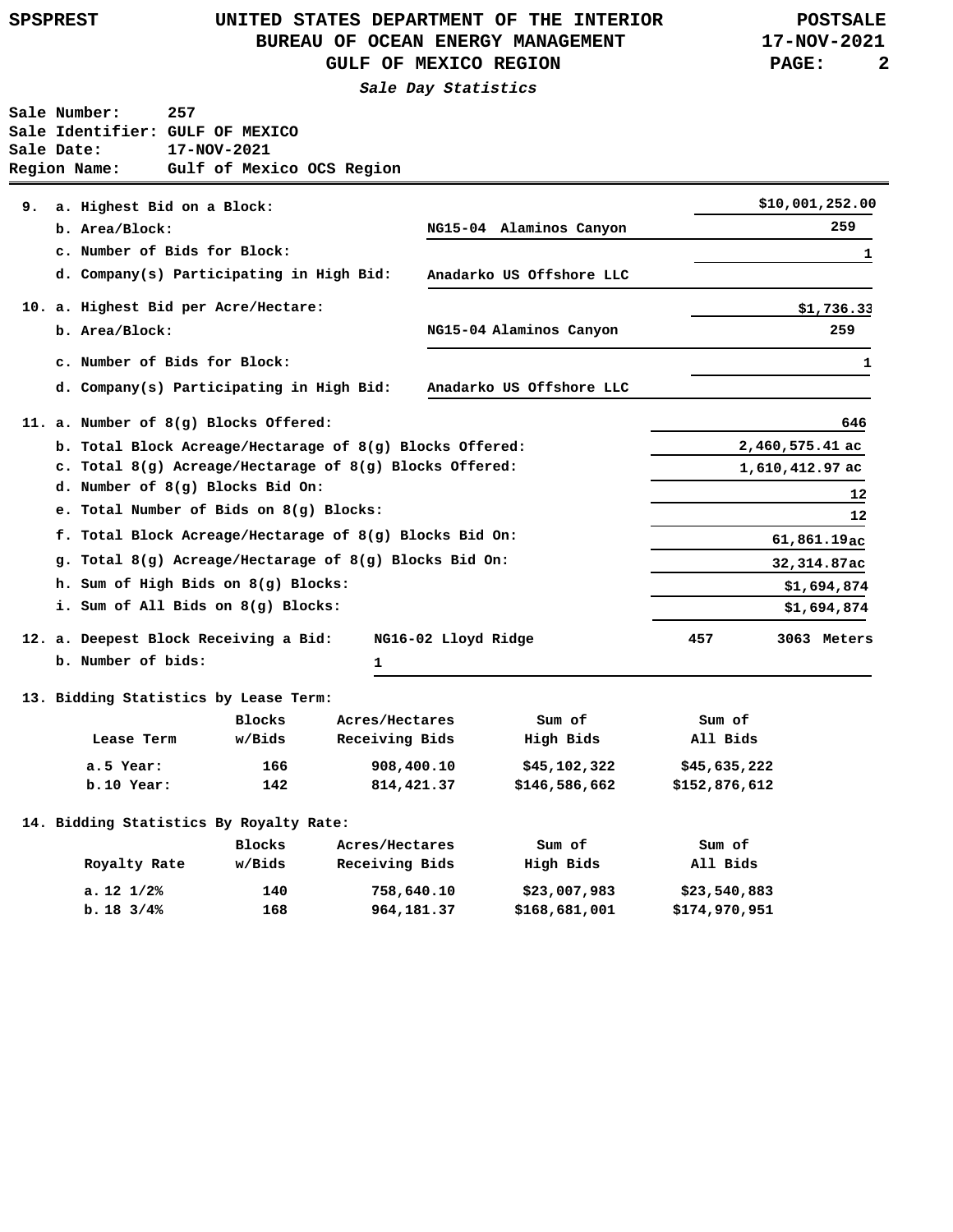**UNITED STATES DEPARTMENT OF THE INTERIOR**
**BUREAU OF OCEAN ENERGY MANAGEMENT**
**GULF OF MEXICO REGION**

*Sale Day Statistics*

Sale Number: 257
Sale Identifier: GULF OF MEXICO
Sale Date: 17-NOV-2021
Region Name: Gulf of Mexico OCS Region

9. a. Highest Bid on a Block: $10,001,252.00
   b. Area/Block: NG15-04 Alaminos Canyon 259
   c. Number of Bids for Block: 1
   d. Company(s) Participating in High Bid: Anadarko US Offshore LLC

10. a. Highest Bid per Acre/Hectare: $1,736.33
    b. Area/Block: NG15-04 Alaminos Canyon 259
    c. Number of Bids for Block: 1
    d. Company(s) Participating in High Bid: Anadarko US Offshore LLC

11. a. Number of 8(g) Blocks Offered: 646
    b. Total Block Acreage/Hectarage of 8(g) Blocks Offered: 2,460,575.41 ac
    c. Total 8(g) Acreage/Hectarage of 8(g) Blocks Offered: 1,610,412.97 ac
    d. Number of 8(g) Blocks Bid On: 12
    e. Total Number of Bids on 8(g) Blocks: 12
    f. Total Block Acreage/Hectarage of 8(g) Blocks Bid On: 61,861.19 ac
    g. Total 8(g) Acreage/Hectarage of 8(g) Blocks Bid On: 32,314.87 ac
    h. Sum of High Bids on 8(g) Blocks: $1,694,874
    i. Sum of All Bids on 8(g) Blocks: $1,694,874

12. a. Deepest Block Receiving a Bid: NG16-02 Lloyd Ridge 457 3063 Meters
    b. Number of bids: 1

13. Bidding Statistics by Lease Term:

| Lease Term | Blocks w/Bids | Acres/Hectares Receiving Bids | Sum of High Bids | Sum of All Bids |
|---|---|---|---|---|
| a. 5 Year: | 166 | 908,400.10 | $45,102,322 | $45,635,222 |
| b. 10 Year: | 142 | 814,421.37 | $146,586,662 | $152,876,612 |

14. Bidding Statistics By Royalty Rate:

| Royalty Rate | Blocks w/Bids | Acres/Hectares Receiving Bids | Sum of High Bids | Sum of All Bids |
|---|---|---|---|---|
| a. 12 1/2% | 140 | 758,640.10 | $23,007,983 | $23,540,883 |
| b. 18 3/4% | 168 | 964,181.37 | $168,681,001 | $174,970,951 |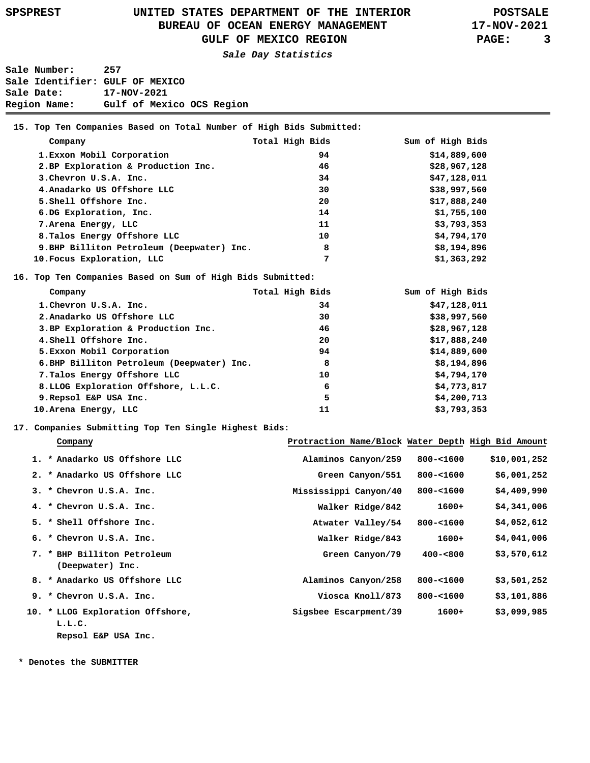**Sale Day Statistics**

Sale Number: 257
Sale Identifier: GULF OF MEXICO
Sale Date: 17-NOV-2021
Region Name: Gulf of Mexico OCS Region

**15. Top Ten Companies Based on Total Number of High Bids Submitted:**

| Company | Total High Bids | Sum of High Bids |
|---|---|---|
| 1. Exxon Mobil Corporation | 94 | $14,889,600 |
| 2. BP Exploration & Production Inc. | 46 | $28,967,128 |
| 3. Chevron U.S.A. Inc. | 34 | $47,128,011 |
| 4. Anadarko US Offshore LLC | 30 | $38,997,560 |
| 5. Shell Offshore Inc. | 20 | $17,888,240 |
| 6. DG Exploration, Inc. | 14 | $1,755,100 |
| 7. Arena Energy, LLC | 11 | $3,793,353 |
| 8. Talos Energy Offshore LLC | 10 | $4,794,170 |
| 9. BHP Billiton Petroleum (Deepwater) Inc. | 8 | $8,194,896 |
| 10. Focus Exploration, LLC | 7 | $1,363,292 |

**16. Top Ten Companies Based on Sum of High Bids Submitted:**

| Company | Total High Bids | Sum of High Bids |
|---|---|---|
| 1. Chevron U.S.A. Inc. | 34 | $47,128,011 |
| 2. Anadarko US Offshore LLC | 30 | $38,997,560 |
| 3. BP Exploration & Production Inc. | 46 | $28,967,128 |
| 4. Shell Offshore Inc. | 20 | $17,888,240 |
| 5. Exxon Mobil Corporation | 94 | $14,889,600 |
| 6. BHP Billiton Petroleum (Deepwater) Inc. | 8 | $8,194,896 |
| 7. Talos Energy Offshore LLC | 10 | $4,794,170 |
| 8. LLOG Exploration Offshore, L.L.C. | 6 | $4,773,817 |
| 9. Repsol E&P USA Inc. | 5 | $4,200,713 |
| 10. Arena Energy, LLC | 11 | $3,793,353 |

**17. Companies Submitting Top Ten Single Highest Bids:**

| Company | Protraction Name/Block | Water Depth | High Bid Amount |
|---|---|---|---|
| 1. * Anadarko US Offshore LLC | Alaminos Canyon/259 | 800-<1600 | $10,001,252 |
| 2. * Anadarko US Offshore LLC | Green Canyon/551 | 800-<1600 | $6,001,252 |
| 3. * Chevron U.S.A. Inc. | Mississippi Canyon/40 | 800-<1600 | $4,409,990 |
| 4. * Chevron U.S.A. Inc. | Walker Ridge/842 | 1600+ | $4,341,006 |
| 5. * Shell Offshore Inc. | Atwater Valley/54 | 800-<1600 | $4,052,612 |
| 6. * Chevron U.S.A. Inc. | Walker Ridge/843 | 1600+ | $4,041,006 |
| 7. * BHP Billiton Petroleum (Deepwater) Inc. | Green Canyon/79 | 400-<800 | $3,570,612 |
| 8. * Anadarko US Offshore LLC | Alaminos Canyon/258 | 800-<1600 | $3,501,252 |
| 9. * Chevron U.S.A. Inc. | Viosca Knoll/873 | 800-<1600 | $3,101,886 |
| 10. * LLOG Exploration Offshore, L.L.C.<br>Repsol E&P USA Inc. | Sigsbee Escarpment/39 | 1600+ | $3,099,985 |

\* Denotes the SUBMITTER